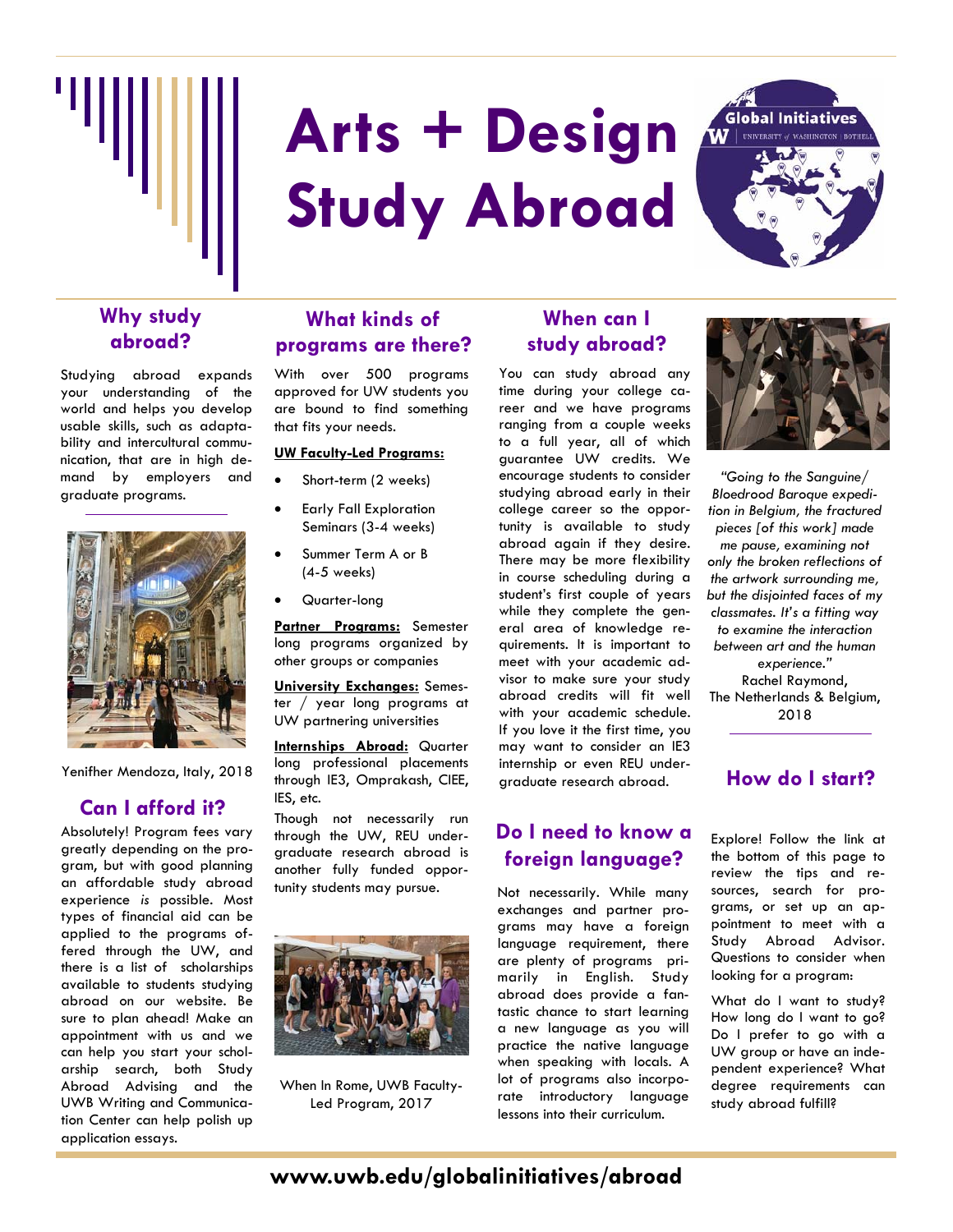# Arts + Design Study Abroad

## Why study abroad?

Studying abroad expands your understanding of the world and helps you develop usable skills, such as adaptability and intercultural communication, that are in high demand by employers and graduate programs.

Yenifher Mendoza, Italy, 2018

## Can I afford it?

Absolutely! Program fees vary greatly depending on the program, but with good planning an affordable study abroad experience *is* possible. Most types of financial aid can be applied to the programs offered through the UW, and there is a list of scholarships available to students studying abroad on our website. Be sure to plan ahead! Make an appointment with us and we can help you start your scholarship search, both Study Abroad Advising and the UWB Writing and Communication Center can help polish up application essays.

## What kinds of programs are there?

With over 500 programs approved for UW students you are bound to find something that fits your needs.

**UW Faculty-Led Programs:**

- Short-term (2 weeks)
- Early Fall Exploration Seminars (3-4 weeks)
- Summer Term A or B (4-5 weeks)
- Quarter-long

**Partner Programs:** Semester long programs organized by other groups or companies

**University Exchanges:** Semester / year long programs at UW partnering universities

**Internships Abroad:** Quarter long professional placements through IE3, Omprakash, CIEE, IES, etc.

Though not necessarily run through the UW, REU undergraduate research abroad is another fully funded opportunity students may pursue.

When In Rome, UWB Faculty-Led Program, 2017

## When can I study abroad?

You can study abroad any time during your college career and we have programs ranging from a couple weeks to a full year, all of which guarantee UW credits. We encourage students to consider studying abroad early in their college career so the opportunity is available to study abroad again if they desire. There may be more flexibility in course scheduling during a student's first couple of years while they complete the general area of knowledge requirements. It is important to meet with your academic advisor to make sure your study abroad credits will fit well with your academic schedule. If you love it the first time, you may want to consider an IE3 internship or even REU undergraduate research abroad.

*"Going to the Sanguine/ Bloedrood Baroque expedition in Belgium, the fractured pieces [of this work] made me pause, examining not only the broken reflections of the artwork surrounding me, but the disjointed faces of my classmates. It's a fitting way to examine the interaction between art and the human experience."*

Rachel Raymond, The Netherlands & Belgium, 2018

## Do I need to know a foreign language?

Not necessarily. While many exchanges and partner programs may have a foreign language requirement, there are plenty of programs primarily in English. Study abroad does provide a fantastic chance to start learning a new language as you will practice the native language when speaking with locals. A lot of programs also incorporate introductory language lessons into their curriculum.

## How do I start?

Explore! Follow the link at the bottom of this page to review the tips and resources, search for programs, or set up an appointment to meet with a Study Abroad Advisor. Questions to consider when looking for a program:

What do I want to study? How long do I want to go? Do I prefer to go with a UW group or have an independent experience? What degree requirements can study abroad fulfill?

**www.uwb.edu/globalinitiatives/abroad**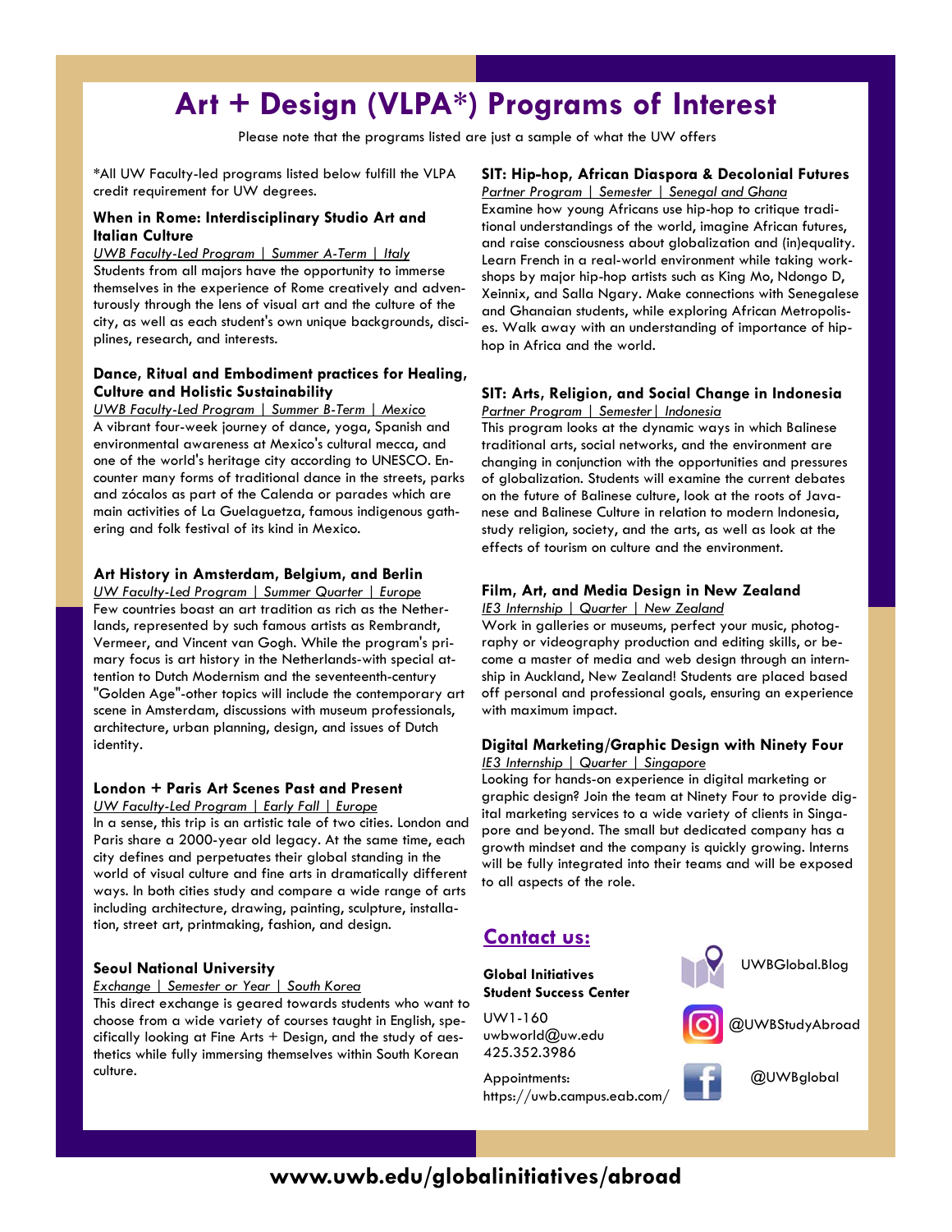# Art + Design (VLPA*) Programs of Interest

Please note that the programs listed are just a sample of what the UW offers

*All UW Faculty-led programs listed below fulfill the VLPA credit requirement for UW degrees.

### When in Rome: Interdisciplinary Studio Art and Italian Culture

*UWB Faculty-Led Program | Summer A-Term | Italy*

Students from all majors have the opportunity to immerse themselves in the experience of Rome creatively and adventurously through the lens of visual art and the culture of the city, as well as each student's own unique backgrounds, disciplines, research, and interests.

### Dance, Ritual and Embodiment practices for Healing, Culture and Holistic Sustainability

*UWB Faculty-Led Program | Summer B-Term | Mexico*

A vibrant four-week journey of dance, yoga, Spanish and environmental awareness at Mexico's cultural mecca, and one of the world's heritage city according to UNESCO. Encounter many forms of traditional dance in the streets, parks and zócalos as part of the Calenda or parades which are main activities of La Guelaguetza, famous indigenous gathering and folk festival of its kind in Mexico.

### Art History in Amsterdam, Belgium, and Berlin

*UW Faculty-Led Program | Summer Quarter | Europe*

Few countries boast an art tradition as rich as the Netherlands, represented by such famous artists as Rembrandt, Vermeer, and Vincent van Gogh. While the program's primary focus is art history in the Netherlands-with special attention to Dutch Modernism and the seventeenth-century "Golden Age"-other topics will include the contemporary art scene in Amsterdam, discussions with museum professionals, architecture, urban planning, design, and issues of Dutch identity.

### London + Paris Art Scenes Past and Present

*UW Faculty-Led Program | Early Fall | Europe*

In a sense, this trip is an artistic tale of two cities. London and Paris share a 2000-year old legacy. At the same time, each city defines and perpetuates their global standing in the world of visual culture and fine arts in dramatically different ways. In both cities study and compare a wide range of arts including architecture, drawing, painting, sculpture, installation, street art, printmaking, fashion, and design.

### Seoul National University

*Exchange | Semester or Year | South Korea*

This direct exchange is geared towards students who want to choose from a wide variety of courses taught in English, specifically looking at Fine Arts + Design, and the study of aesthetics while fully immersing themselves within South Korean culture.

### SIT: Hip-hop, African Diaspora & Decolonial Futures

*Partner Program | Semester | Senegal and Ghana*

Examine how young Africans use hip-hop to critique traditional understandings of the world, imagine African futures, and raise consciousness about globalization and (in)equality. Learn French in a real-world environment while taking workshops by major hip-hop artists such as King Mo, Ndongo D, Xeinnix, and Salla Ngary. Make connections with Senegalese and Ghanaian students, while exploring African Metropolises. Walk away with an understanding of importance of hip-hop in Africa and the world.

### SIT: Arts, Religion, and Social Change in Indonesia

*Partner Program | Semester| Indonesia*

This program looks at the dynamic ways in which Balinese traditional arts, social networks, and the environment are changing in conjunction with the opportunities and pressures of globalization. Students will examine the current debates on the future of Balinese culture, look at the roots of Javanese and Balinese Culture in relation to modern Indonesia, study religion, society, and the arts, as well as look at the effects of tourism on culture and the environment.

### Film, Art, and Media Design in New Zealand

*IE3 Internship | Quarter | New Zealand*

Work in galleries or museums, perfect your music, photography or videography production and editing skills, or become a master of media and web design through an internship in Auckland, New Zealand! Students are placed based off personal and professional goals, ensuring an experience with maximum impact.

### Digital Marketing/Graphic Design with Ninety Four

*IE3 Internship | Quarter | Singapore*

Looking for hands-on experience in digital marketing or graphic design? Join the team at Ninety Four to provide digital marketing services to a wide variety of clients in Singapore and beyond. The small but dedicated company has a growth mindset and the company is quickly growing. Interns will be fully integrated into their teams and will be exposed to all aspects of the role.

## Contact us:

**Global Initiatives**
**Student Success Center**

UW1-160
uwbworld@uw.edu
425.352.3986

Appointments:
https://uwb.campus.eab.com/

UWBGlobal.Blog

@UWBStudyAbroad

@UWBglobal

**www.uwb.edu/globalinitiatives/abroad**